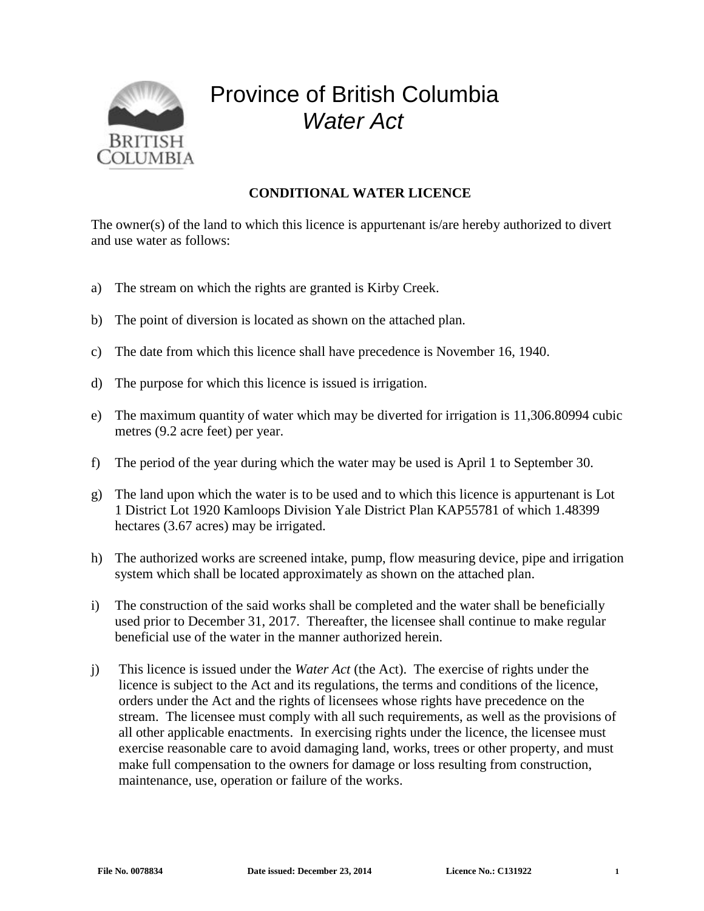# Province of British Columbia
## *Water Act*

**CONDITIONAL WATER LICENCE**

The owner(s) of the land to which this licence is appurtenant is/are hereby authorized to divert and use water as follows:

a) The stream on which the rights are granted is Kirby Creek.

b) The point of diversion is located as shown on the attached plan.

c) The date from which this licence shall have precedence is November 16, 1940.

d) The purpose for which this licence is issued is irrigation.

e) The maximum quantity of water which may be diverted for irrigation is 11,306.80994 cubic metres (9.2 acre feet) per year.

f) The period of the year during which the water may be used is April 1 to September 30.

g) The land upon which the water is to be used and to which this licence is appurtenant is Lot 1 District Lot 1920 Kamloops Division Yale District Plan KAP55781 of which 1.48399 hectares (3.67 acres) may be irrigated.

h) The authorized works are screened intake, pump, flow measuring device, pipe and irrigation system which shall be located approximately as shown on the attached plan.

i) The construction of the said works shall be completed and the water shall be beneficially used prior to December 31, 2017. Thereafter, the licensee shall continue to make regular beneficial use of the water in the manner authorized herein.

j) This licence is issued under the *Water Act* (the Act). The exercise of rights under the licence is subject to the Act and its regulations, the terms and conditions of the licence, orders under the Act and the rights of licensees whose rights have precedence on the stream. The licensee must comply with all such requirements, as well as the provisions of all other applicable enactments. In exercising rights under the licence, the licensee must exercise reasonable care to avoid damaging land, works, trees or other property, and must make full compensation to the owners for damage or loss resulting from construction, maintenance, use, operation or failure of the works.

**File No. 0078834** **Date issued: December 23, 2014** **Licence No.: C131922**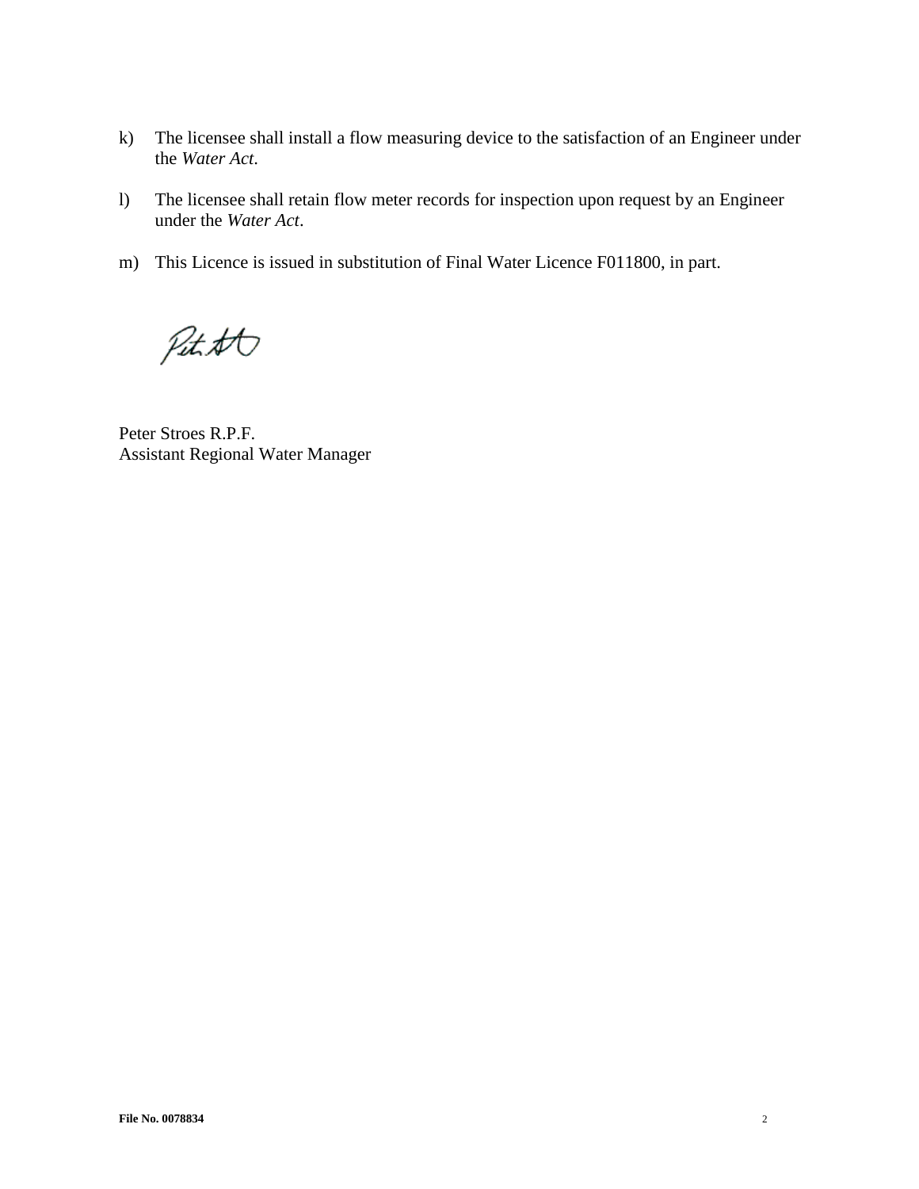k) The licensee shall install a flow measuring device to the satisfaction of an Engineer under the *Water Act*.

l) The licensee shall retain flow meter records for inspection upon request by an Engineer under the *Water Act*.

m) This Licence is issued in substitution of Final Water Licence F011800, in part.

Peter Stroes R.P.F.
Assistant Regional Water Manager

**File No. 0078834**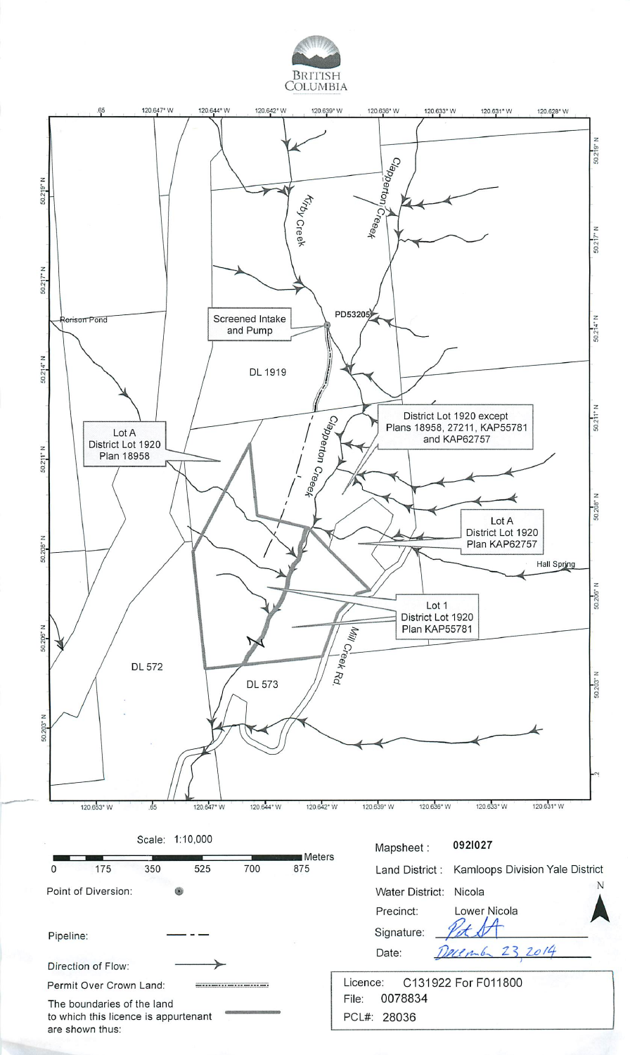BRITISH COLUMBIA

.65
120.647° W
120.644° W
120.642° W
120.639° W
120.636° W
120.633° W
120.631° W
120.628° W

50.219° N
50.217° N
50.214° N
50.211° N
50.208° N
50.205° N
50.203° N

Rorison Pond

Kirby Creek

Clapperton Creek

Screened Intake and Pump

PD53205

DL 1919

District Lot 1920 except Plans 18958, 27211, KAP55781 and KAP62757

Lot A District Lot 1920 Plan 18958

Clapperton Creek

Lot A District Lot 1920 Plan KAP62757

Hall Spring

Lot 1 District Lot 1920 Plan KAP55781

Mill Creek Rd.

DL 572

DL 573

120.653° W
.65
120.647° W
120.644° W
120.642° W
120.639° W
120.636° W
120.633° W
120.631° W

Scale: 1:10,000

0 175 350 525 700 875 Meters

Point of Diversion:

Pipeline:

Direction of Flow:

Permit Over Crown Land:

The boundaries of the land to which this licence is appurtenant are shown thus:

Mapsheet : 092I027

Land District : Kamloops Division Yale District

Water District: Nicola

Precinct: Lower Nicola

Signature: Pat [signature]

Date: December 23, 2014

N

Licence: C131922 For F011800

File: 0078834

PCL#: 28036